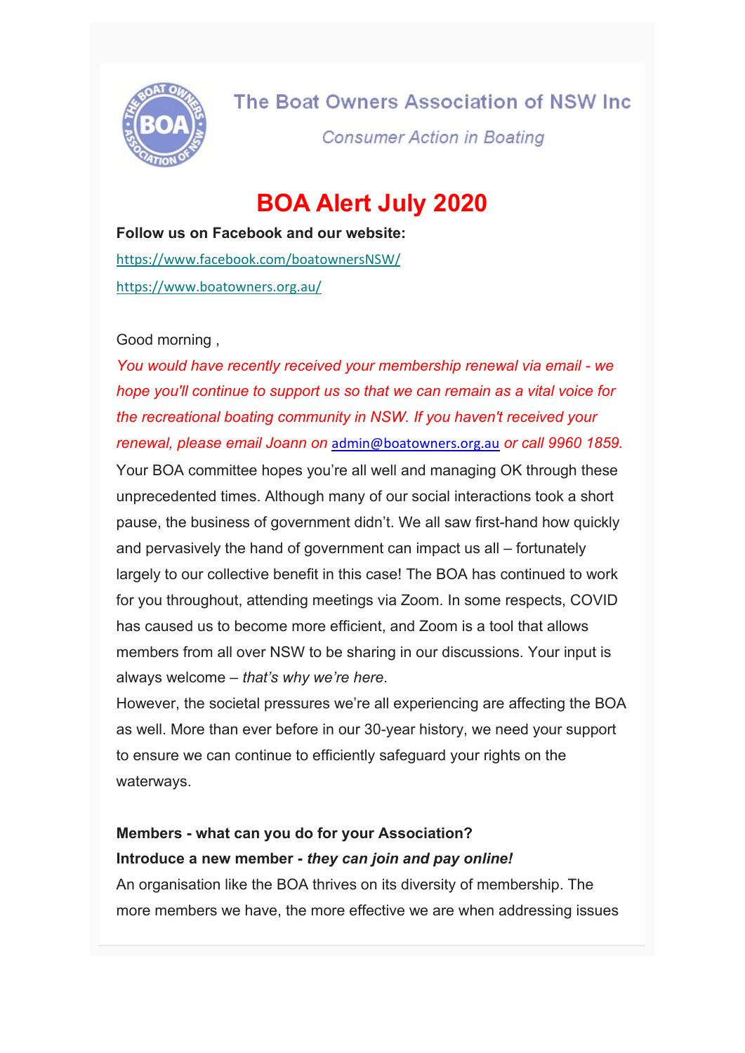The Boat Owners Association of NSW Inc

*Consumer Action in Boating*

# BOA Alert July 2020

**Follow us on Facebook and our website:**

https://www.facebook.com/boatownersNSW/

https://www.boatowners.org.au/

Good morning ,

*You would have recently received your membership renewal via email - we hope you'll continue to support us so that we can remain as a vital voice for the recreational boating community in NSW. If you haven't received your renewal, please email Joann on admin@boatowners.org.au or call 9960 1859.*

Your BOA committee hopes you're all well and managing OK through these unprecedented times. Although many of our social interactions took a short pause, the business of government didn't. We all saw first-hand how quickly and pervasively the hand of government can impact us all – fortunately largely to our collective benefit in this case! The BOA has continued to work for you throughout, attending meetings via Zoom. In some respects, COVID has caused us to become more efficient, and Zoom is a tool that allows members from all over NSW to be sharing in our discussions. Your input is always welcome – *that's why we're here*.

However, the societal pressures we're all experiencing are affecting the BOA as well. More than ever before in our 30-year history, we need your support to ensure we can continue to efficiently safeguard your rights on the waterways.

**Members - what can you do for your Association?**

**Introduce a new member - *they can join and pay online!***

An organisation like the BOA thrives on its diversity of membership. The more members we have, the more effective we are when addressing issues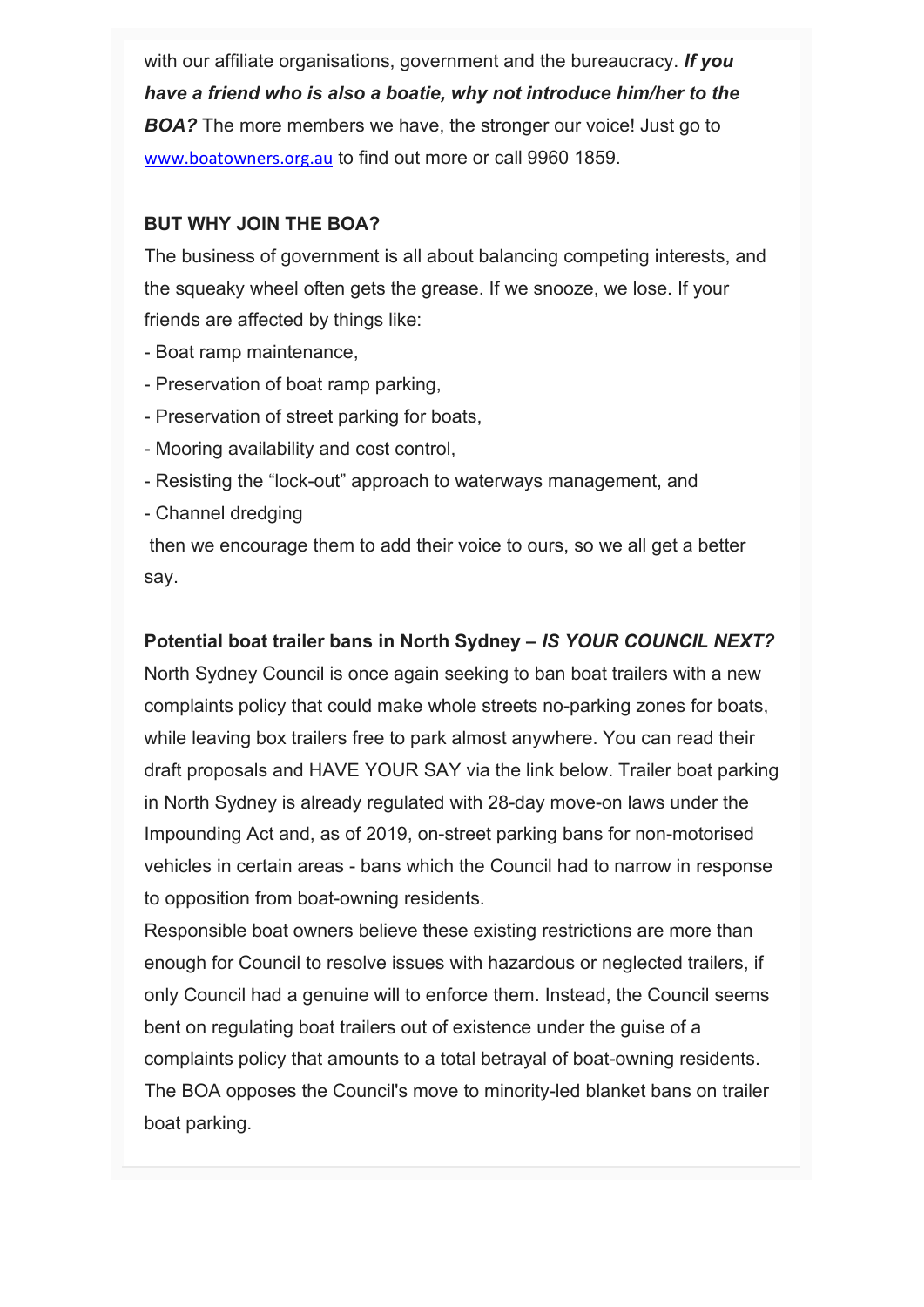with our affiliate organisations, government and the bureaucracy. ***If you have a friend who is also a boatie, why not introduce him/her to the BOA?*** The more members we have, the stronger our voice! Just go to www.boatowners.org.au to find out more or call 9960 1859.

**BUT WHY JOIN THE BOA?**

The business of government is all about balancing competing interests, and the squeaky wheel often gets the grease. If we snooze, we lose. If your friends are affected by things like:

- Boat ramp maintenance,
- Preservation of boat ramp parking,
- Preservation of street parking for boats,
- Mooring availability and cost control,
- Resisting the "lock-out" approach to waterways management, and
- Channel dredging

then we encourage them to add their voice to ours, so we all get a better say.

**Potential boat trailer bans in North Sydney – *IS YOUR COUNCIL NEXT?***

North Sydney Council is once again seeking to ban boat trailers with a new complaints policy that could make whole streets no-parking zones for boats, while leaving box trailers free to park almost anywhere. You can read their draft proposals and HAVE YOUR SAY via the link below. Trailer boat parking in North Sydney is already regulated with 28-day move-on laws under the Impounding Act and, as of 2019, on-street parking bans for non-motorised vehicles in certain areas - bans which the Council had to narrow in response to opposition from boat-owning residents.

Responsible boat owners believe these existing restrictions are more than enough for Council to resolve issues with hazardous or neglected trailers, if only Council had a genuine will to enforce them. Instead, the Council seems bent on regulating boat trailers out of existence under the guise of a complaints policy that amounts to a total betrayal of boat-owning residents. The BOA opposes the Council's move to minority-led blanket bans on trailer boat parking.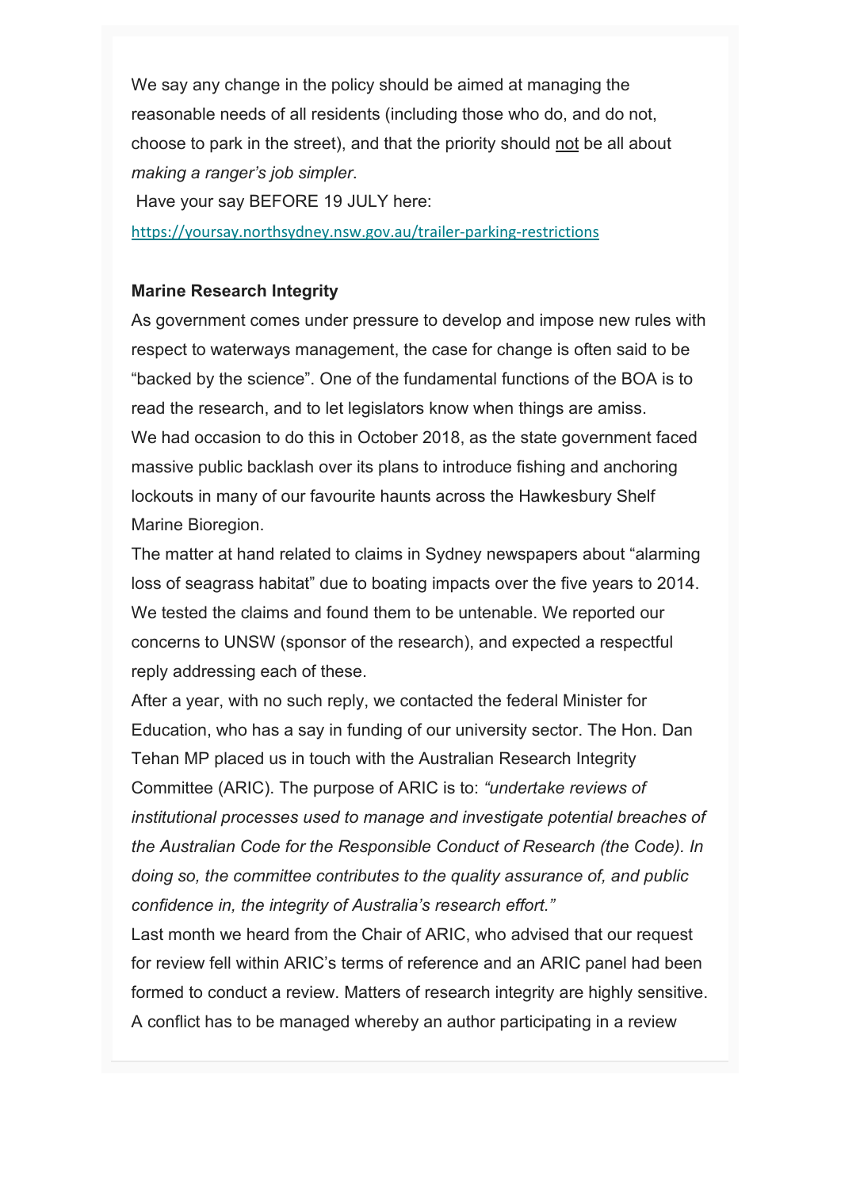We say any change in the policy should be aimed at managing the reasonable needs of all residents (including those who do, and do not, choose to park in the street), and that the priority should not be all about *making a ranger's job simpler*.

Have your say BEFORE 19 JULY here:

https://yoursay.northsydney.nsw.gov.au/trailer-parking-restrictions

**Marine Research Integrity**

As government comes under pressure to develop and impose new rules with respect to waterways management, the case for change is often said to be "backed by the science". One of the fundamental functions of the BOA is to read the research, and to let legislators know when things are amiss.

We had occasion to do this in October 2018, as the state government faced massive public backlash over its plans to introduce fishing and anchoring lockouts in many of our favourite haunts across the Hawkesbury Shelf Marine Bioregion.

The matter at hand related to claims in Sydney newspapers about "alarming loss of seagrass habitat" due to boating impacts over the five years to 2014. We tested the claims and found them to be untenable. We reported our concerns to UNSW (sponsor of the research), and expected a respectful reply addressing each of these.

After a year, with no such reply, we contacted the federal Minister for Education, who has a say in funding of our university sector. The Hon. Dan Tehan MP placed us in touch with the Australian Research Integrity Committee (ARIC). The purpose of ARIC is to: *"undertake reviews of institutional processes used to manage and investigate potential breaches of the Australian Code for the Responsible Conduct of Research (the Code). In doing so, the committee contributes to the quality assurance of, and public confidence in, the integrity of Australia's research effort."*

Last month we heard from the Chair of ARIC, who advised that our request for review fell within ARIC's terms of reference and an ARIC panel had been formed to conduct a review. Matters of research integrity are highly sensitive. A conflict has to be managed whereby an author participating in a review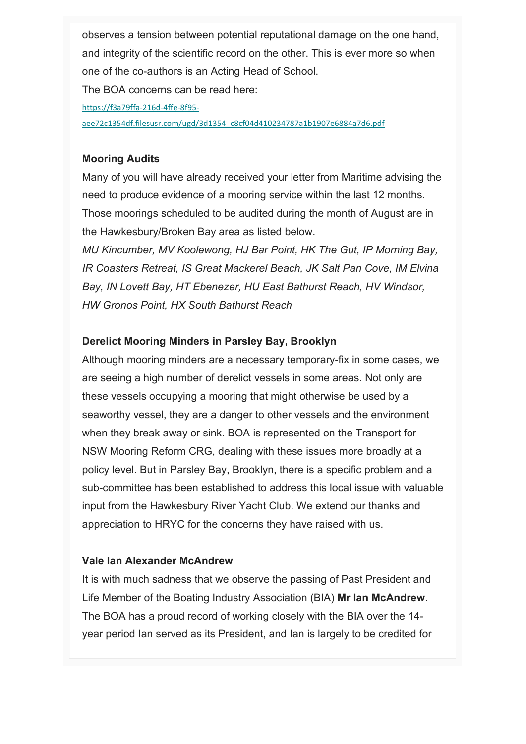observes a tension between potential reputational damage on the one hand, and integrity of the scientific record on the other. This is ever more so when one of the co-authors is an Acting Head of School.

The BOA concerns can be read here:

https://f3a79ffa-216d-4ffe-8f95-aee72c1354df.filesusr.com/ugd/3d1354_c8cf04d410234787a1b1907e6884a7d6.pdf

**Mooring Audits**

Many of you will have already received your letter from Maritime advising the need to produce evidence of a mooring service within the last 12 months. Those moorings scheduled to be audited during the month of August are in the Hawkesbury/Broken Bay area as listed below.

*MU Kincumber, MV Koolewong, HJ Bar Point, HK The Gut, IP Morning Bay, IR Coasters Retreat, IS Great Mackerel Beach, JK Salt Pan Cove, IM Elvina Bay, IN Lovett Bay, HT Ebenezer, HU East Bathurst Reach, HV Windsor, HW Gronos Point, HX South Bathurst Reach*

**Derelict Mooring Minders in Parsley Bay, Brooklyn**

Although mooring minders are a necessary temporary-fix in some cases, we are seeing a high number of derelict vessels in some areas. Not only are these vessels occupying a mooring that might otherwise be used by a seaworthy vessel, they are a danger to other vessels and the environment when they break away or sink. BOA is represented on the Transport for NSW Mooring Reform CRG, dealing with these issues more broadly at a policy level. But in Parsley Bay, Brooklyn, there is a specific problem and a sub-committee has been established to address this local issue with valuable input from the Hawkesbury River Yacht Club. We extend our thanks and appreciation to HRYC for the concerns they have raised with us.

**Vale Ian Alexander McAndrew**

It is with much sadness that we observe the passing of Past President and Life Member of the Boating Industry Association (BIA) **Mr Ian McAndrew**. The BOA has a proud record of working closely with the BIA over the 14-year period Ian served as its President, and Ian is largely to be credited for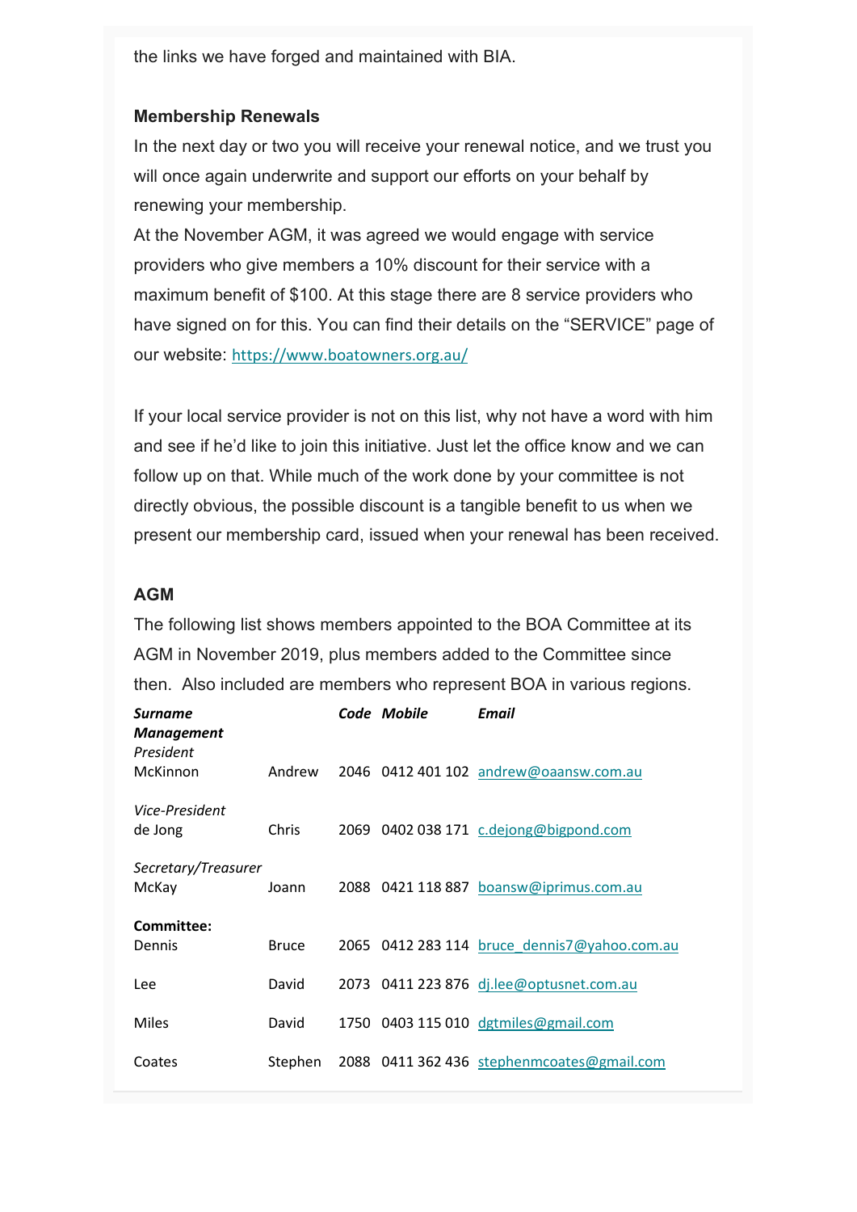the links we have forged and maintained with BIA.

### Membership Renewals

In the next day or two you will receive your renewal notice, and we trust you will once again underwrite and support our efforts on your behalf by renewing your membership.

At the November AGM, it was agreed we would engage with service providers who give members a 10% discount for their service with a maximum benefit of $100. At this stage there are 8 service providers who have signed on for this. You can find their details on the "SERVICE" page of our website: https://www.boatowners.org.au/

If your local service provider is not on this list, why not have a word with him and see if he'd like to join this initiative. Just let the office know and we can follow up on that. While much of the work done by your committee is not directly obvious, the possible discount is a tangible benefit to us when we present our membership card, issued when your renewal has been received.

### AGM

The following list shows members appointed to the BOA Committee at its AGM in November 2019, plus members added to the Committee since then. Also included are members who represent BOA in various regions.

| ***Surname*** | | ***Code*** | ***Mobile*** | ***Email*** |
|---|---|---|---|---|
| ***Management*** | | | | |
| *President* | | | | |
| McKinnon | Andrew | 2046 | 0412 401 102 | andrew@oaansw.com.au |
| *Vice-President* | | | | |
| de Jong | Chris | 2069 | 0402 038 171 | c.dejong@bigpond.com |
| *Secretary/Treasurer* | | | | |
| McKay | Joann | 2088 | 0421 118 887 | boansw@iprimus.com.au |
| **Committee:** | | | | |
| Dennis | Bruce | 2065 | 0412 283 114 | bruce_dennis7@yahoo.com.au |
| Lee | David | 2073 | 0411 223 876 | dj.lee@optusnet.com.au |
| Miles | David | 1750 | 0403 115 010 | dgtmiles@gmail.com |
| Coates | Stephen | 2088 | 0411 362 436 | stephenmcoates@gmail.com |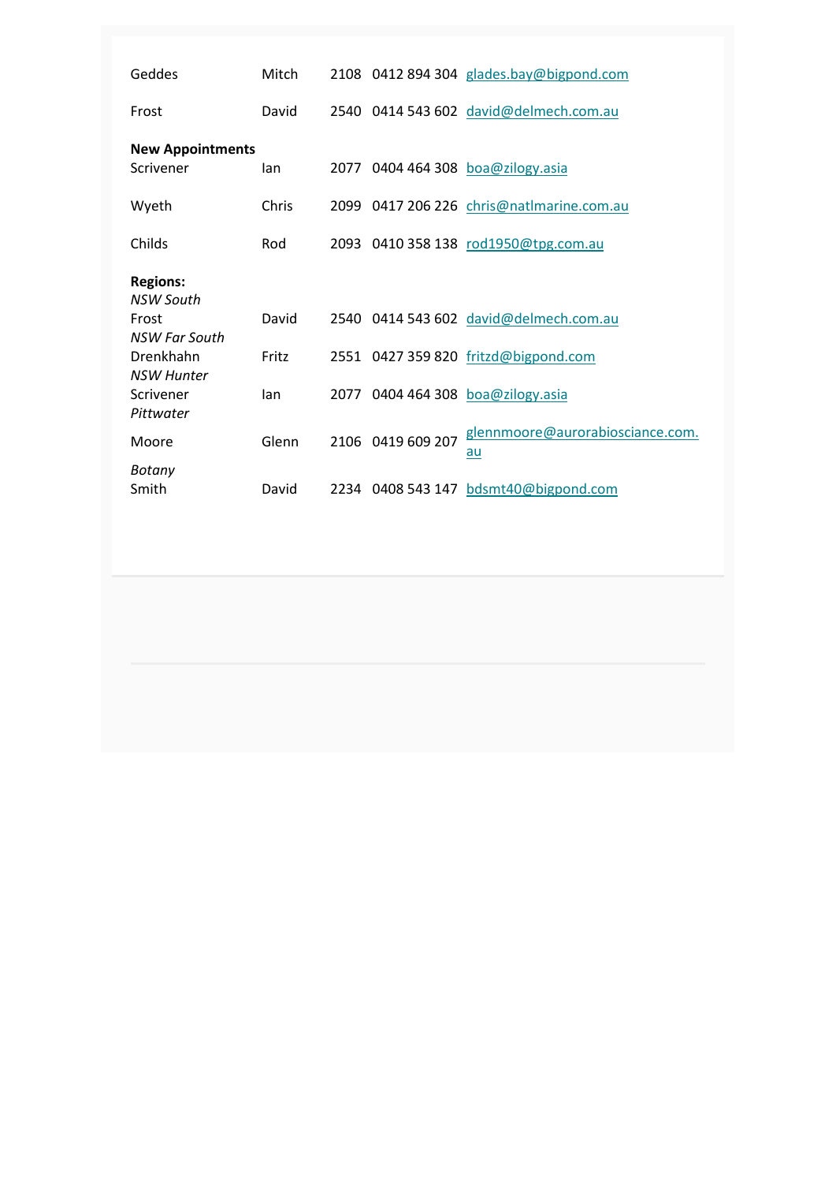| | | | | |
|---|---|---|---|---|
| Geddes | Mitch | 2108 | 0412 894 304 | glades.bay@bigpond.com |
| Frost | David | 2540 | 0414 543 602 | david@delmech.com.au |
| **New Appointments** | | | | |
| Scrivener | Ian | 2077 | 0404 464 308 | boa@zilogy.asia |
| Wyeth | Chris | 2099 | 0417 206 226 | chris@natlmarine.com.au |
| Childs | Rod | 2093 | 0410 358 138 | rod1950@tpg.com.au |
| **Regions:** | | | | |
| *NSW South* | | | | |
| Frost | David | 2540 | 0414 543 602 | david@delmech.com.au |
| *NSW Far South* | | | | |
| Drenkhahn | Fritz | 2551 | 0427 359 820 | fritzd@bigpond.com |
| *NSW Hunter* | | | | |
| Scrivener | Ian | 2077 | 0404 464 308 | boa@zilogy.asia |
| *Pittwater* | | | | |
| Moore | Glenn | 2106 | 0419 609 207 | glennmoore@aurorabiosciance.com.au |
| *Botany* | | | | |
| Smith | David | 2234 | 0408 543 147 | bdsmt40@bigpond.com |